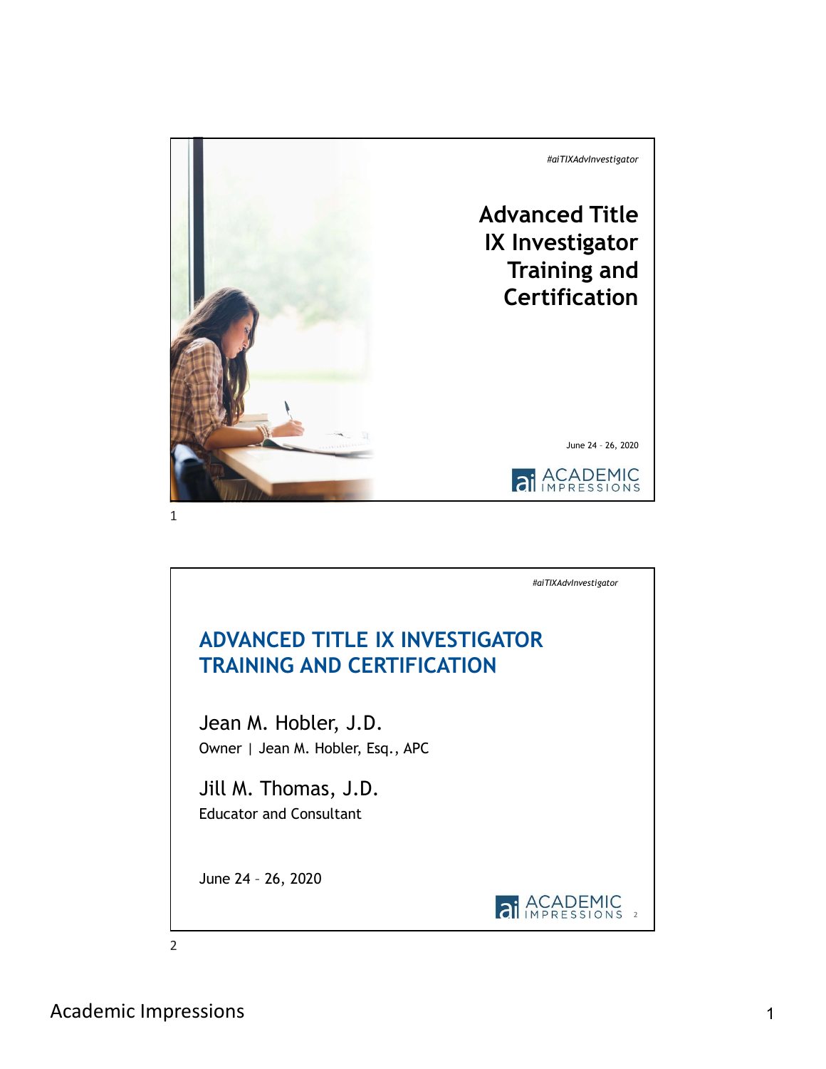#aiTIXAdvInvestigator

# Advanced Title IX Investigator Training and Certification

June 24 – 26, 2020

ACADEMIC IMPRESSIONS

---

#aiTIXAdvInvestigator

## ADVANCED TITLE IX INVESTIGATOR TRAINING AND CERTIFICATION

Jean M. Hobler, J.D.
Owner | Jean M. Hobler, Esq., APC

Jill M. Thomas, J.D.
Educator and Consultant

June 24 – 26, 2020

ACADEMIC IMPRESSIONS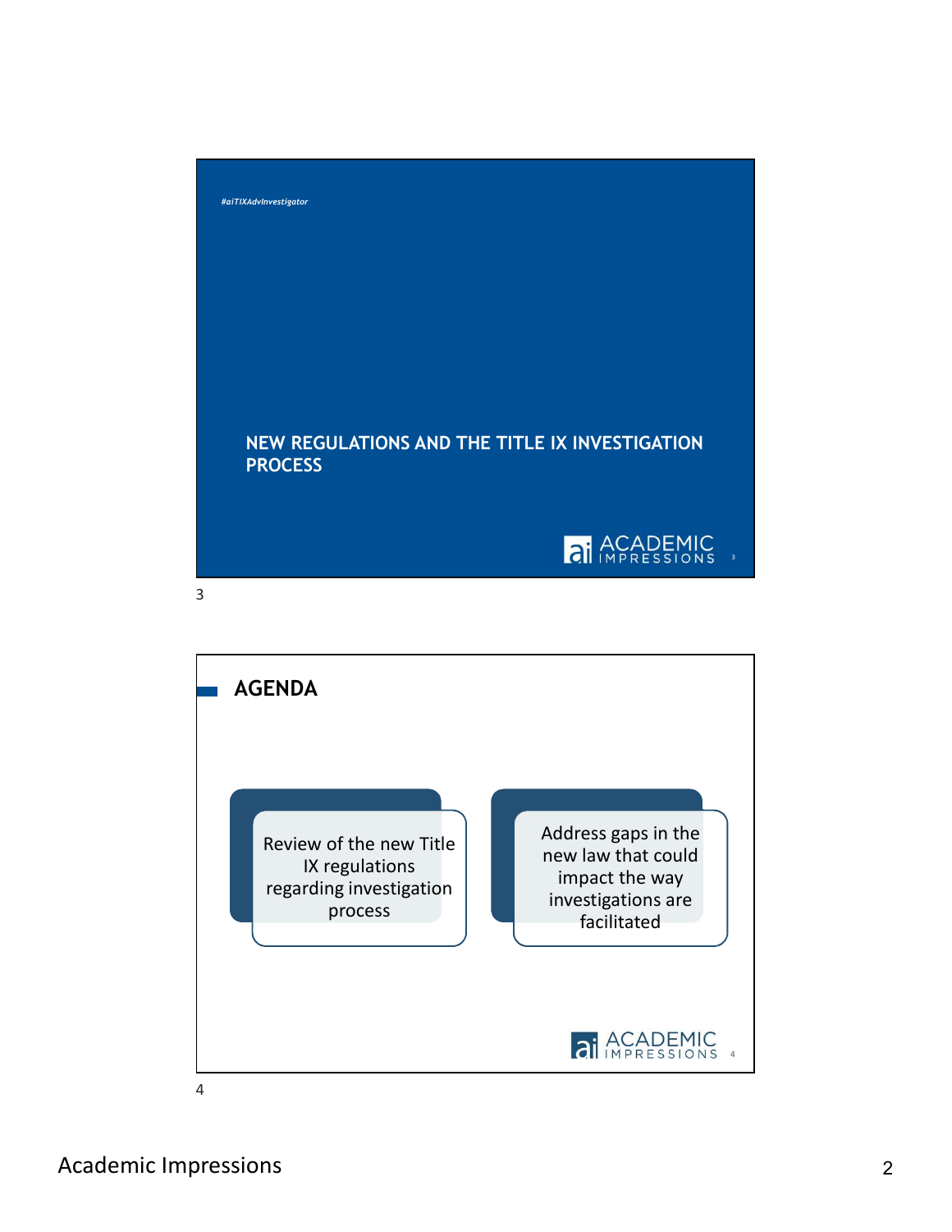#aiTIXAdvInvestigator

## NEW REGULATIONS AND THE TITLE IX INVESTIGATION PROCESS

## AGENDA

- Review of the new Title IX regulations regarding investigation process
- Address gaps in the new law that could impact the way investigations are facilitated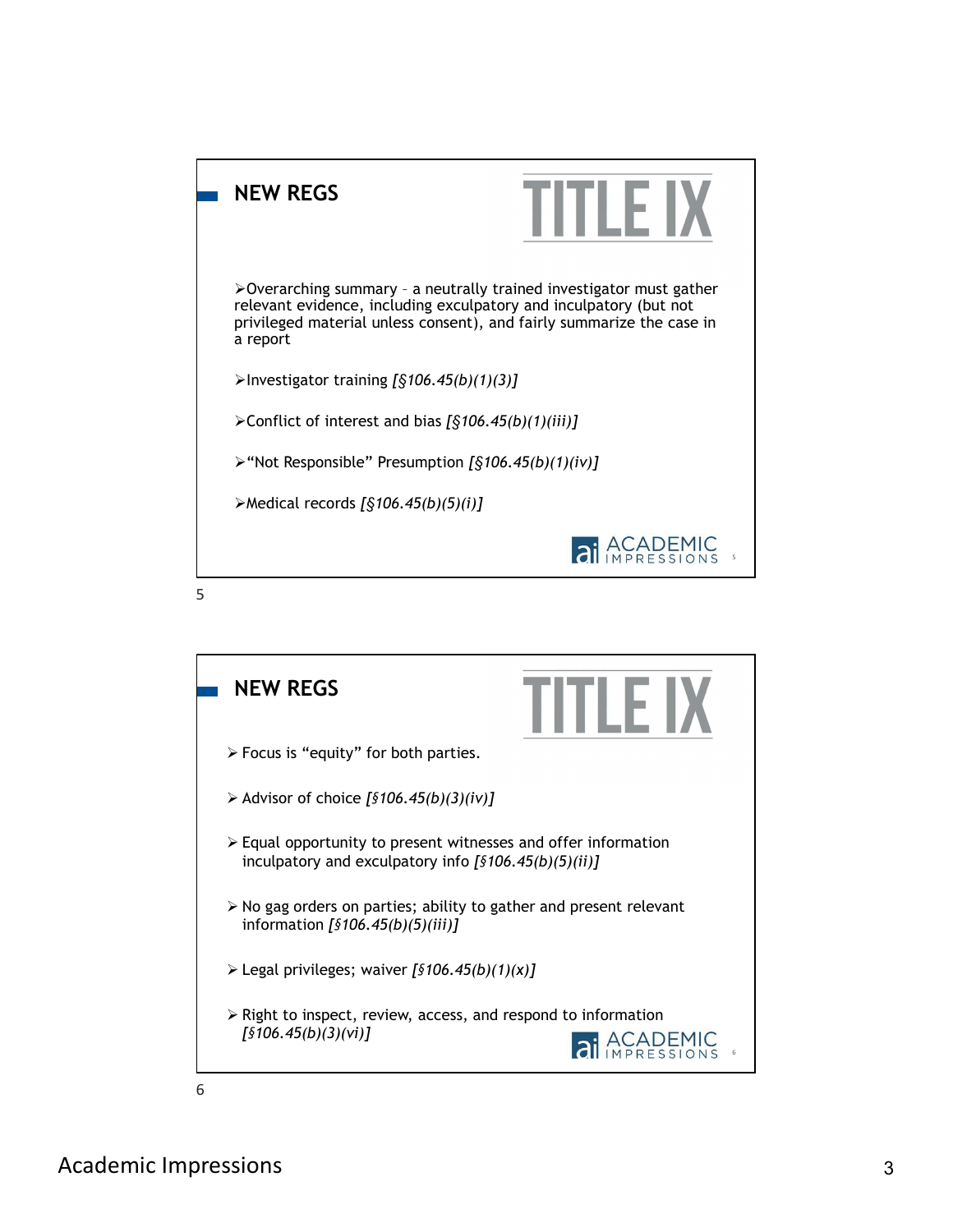## NEW REGS

TITLE IX

- Overarching summary – a neutrally trained investigator must gather relevant evidence, including exculpatory and inculpatory (but not privileged material unless consent), and fairly summarize the case in a report
- Investigator training *[§106.45(b)(1)(3)]*
- Conflict of interest and bias *[§106.45(b)(1)(iii)]*
- "Not Responsible" Presumption *[§106.45(b)(1)(iv)]*
- Medical records *[§106.45(b)(5)(i)]*

## NEW REGS

TITLE IX

- Focus is "equity" for both parties.
- Advisor of choice *[§106.45(b)(3)(iv)]*
- Equal opportunity to present witnesses and offer information inculpatory and exculpatory info *[§106.45(b)(5)(ii)]*
- No gag orders on parties; ability to gather and present relevant information *[§106.45(b)(5)(iii)]*
- Legal privileges; waiver *[§106.45(b)(1)(x)]*
- Right to inspect, review, access, and respond to information *[§106.45(b)(3)(vi)]*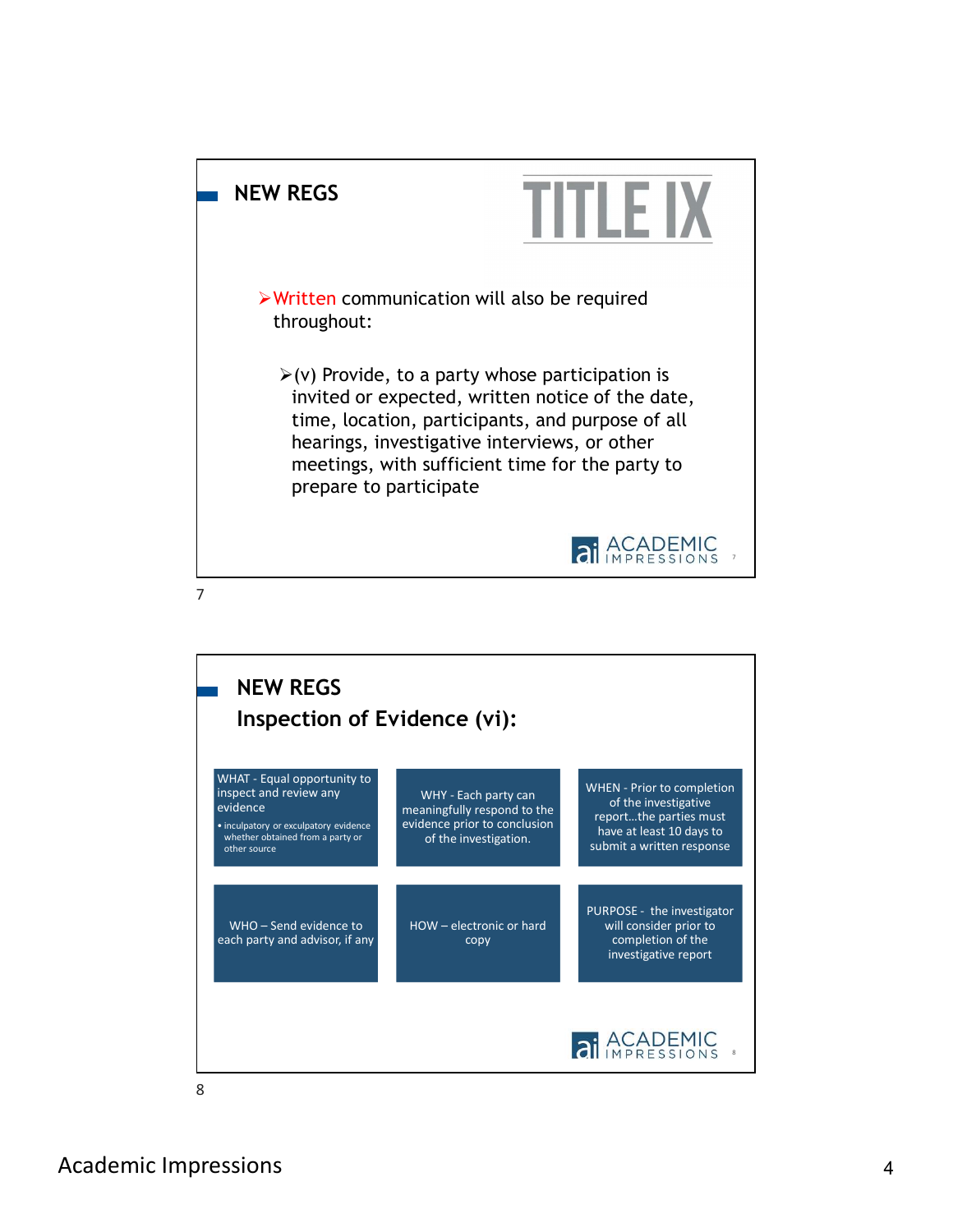## NEW REGS

TITLE IX

- Written communication will also be required throughout:
  - (v) Provide, to a party whose participation is invited or expected, written notice of the date, time, location, participants, and purpose of all hearings, investigative interviews, or other meetings, with sufficient time for the party to prepare to participate

## NEW REGS
### Inspection of Evidence (vi):

| | | |
|---|---|---|
| WHAT - Equal opportunity to inspect and review any evidence<br>• inculpatory or exculpatory evidence whether obtained from a party or other source | WHY - Each party can meaningfully respond to the evidence prior to conclusion of the investigation. | WHEN - Prior to completion of the investigative report…the parties must have at least 10 days to submit a written response |
| WHO – Send evidence to each party and advisor, if any | HOW – electronic or hard copy | PURPOSE - the investigator will consider prior to completion of the investigative report |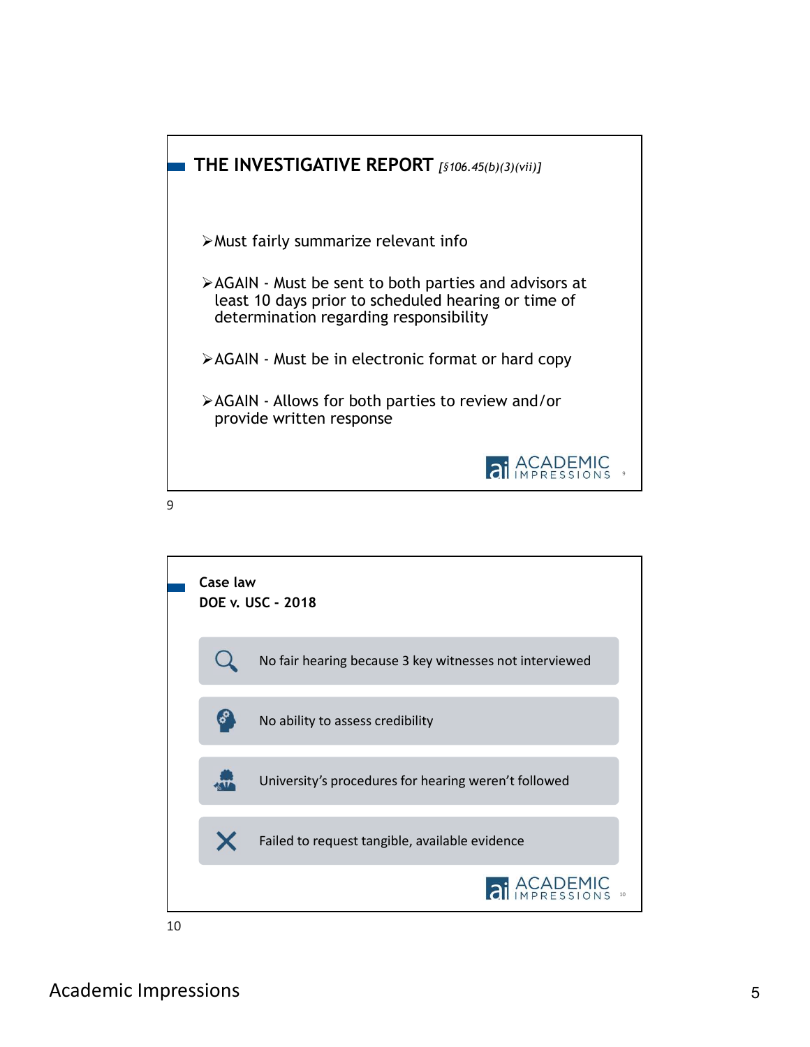## THE INVESTIGATIVE REPORT *[§106.45(b)(3)(vii)]*

- Must fairly summarize relevant info
- AGAIN - Must be sent to both parties and advisors at least 10 days prior to scheduled hearing or time of determination regarding responsibility
- AGAIN - Must be in electronic format or hard copy
- AGAIN - Allows for both parties to review and/or provide written response

## Case law
## DOE v. USC - 2018

- No fair hearing because 3 key witnesses not interviewed
- No ability to assess credibility
- University's procedures for hearing weren't followed
- Failed to request tangible, available evidence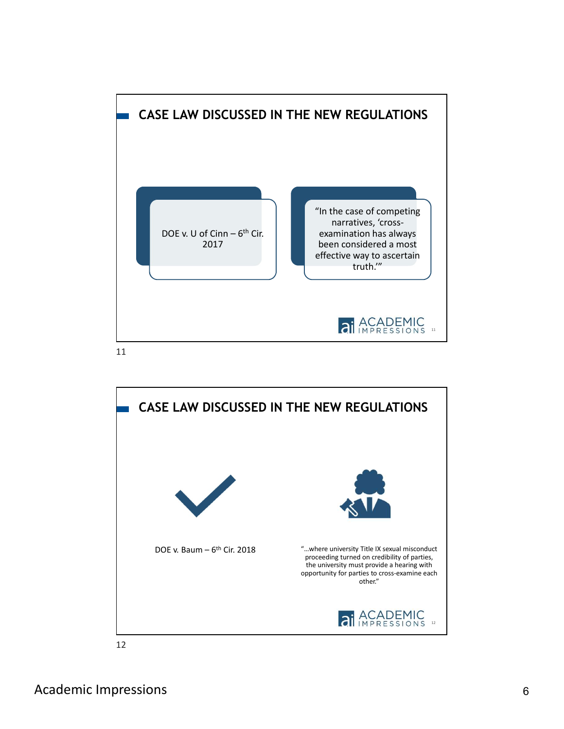## CASE LAW DISCUSSED IN THE NEW REGULATIONS

DOE v. U of Cinn – 6th Cir. 2017

"In the case of competing narratives, 'cross-examination has always been considered a most effective way to ascertain truth.'"

## CASE LAW DISCUSSED IN THE NEW REGULATIONS

DOE v. Baum – 6th Cir. 2018

"…where university Title IX sexual misconduct proceeding turned on credibility of parties, the university must provide a hearing with opportunity for parties to cross-examine each other."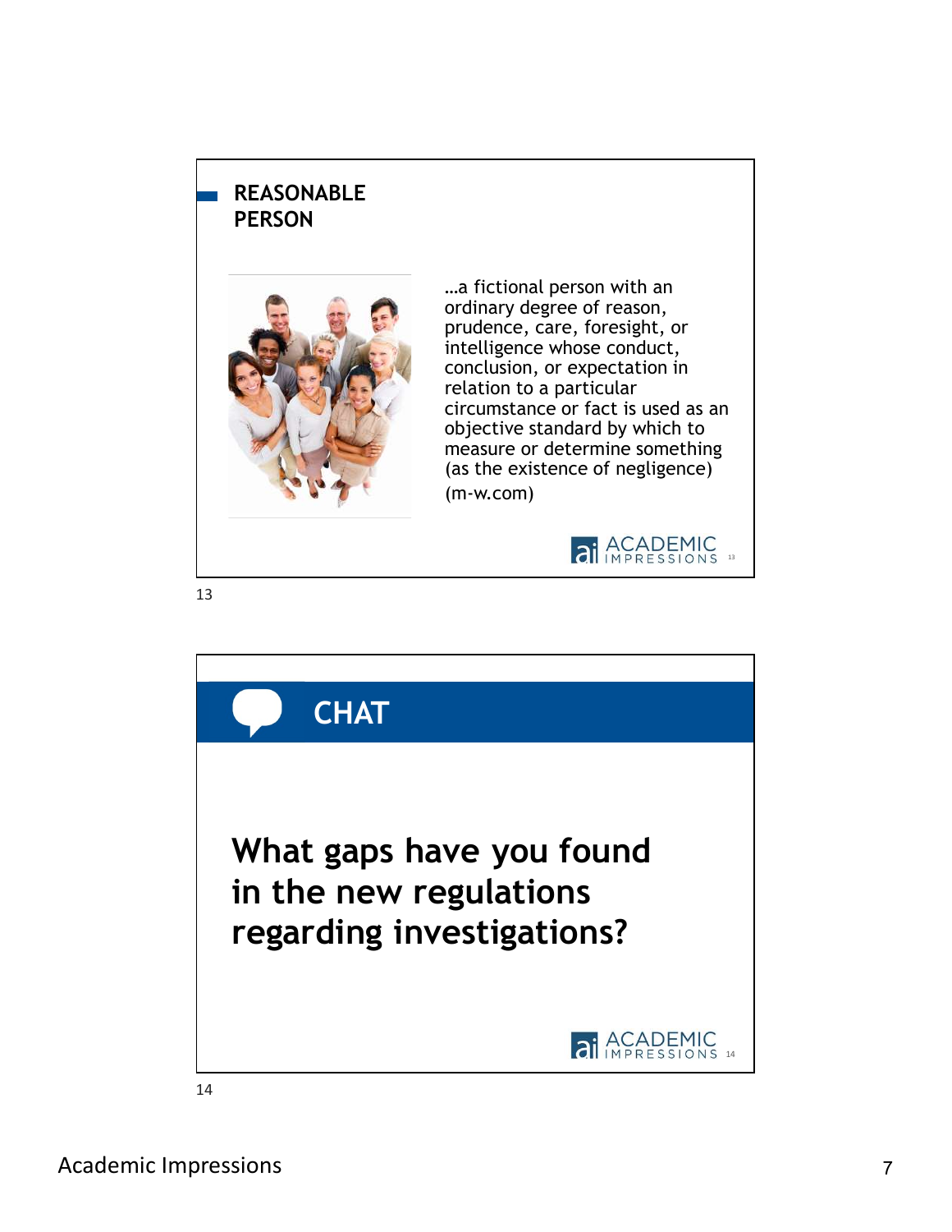## REASONABLE PERSON

…a fictional person with an ordinary degree of reason, prudence, care, foresight, or intelligence whose conduct, conclusion, or expectation in relation to a particular circumstance or fact is used as an objective standard by which to measure or determine something (as the existence of negligence)

(m-w.com)

## CHAT

**What gaps have you found in the new regulations regarding investigations?**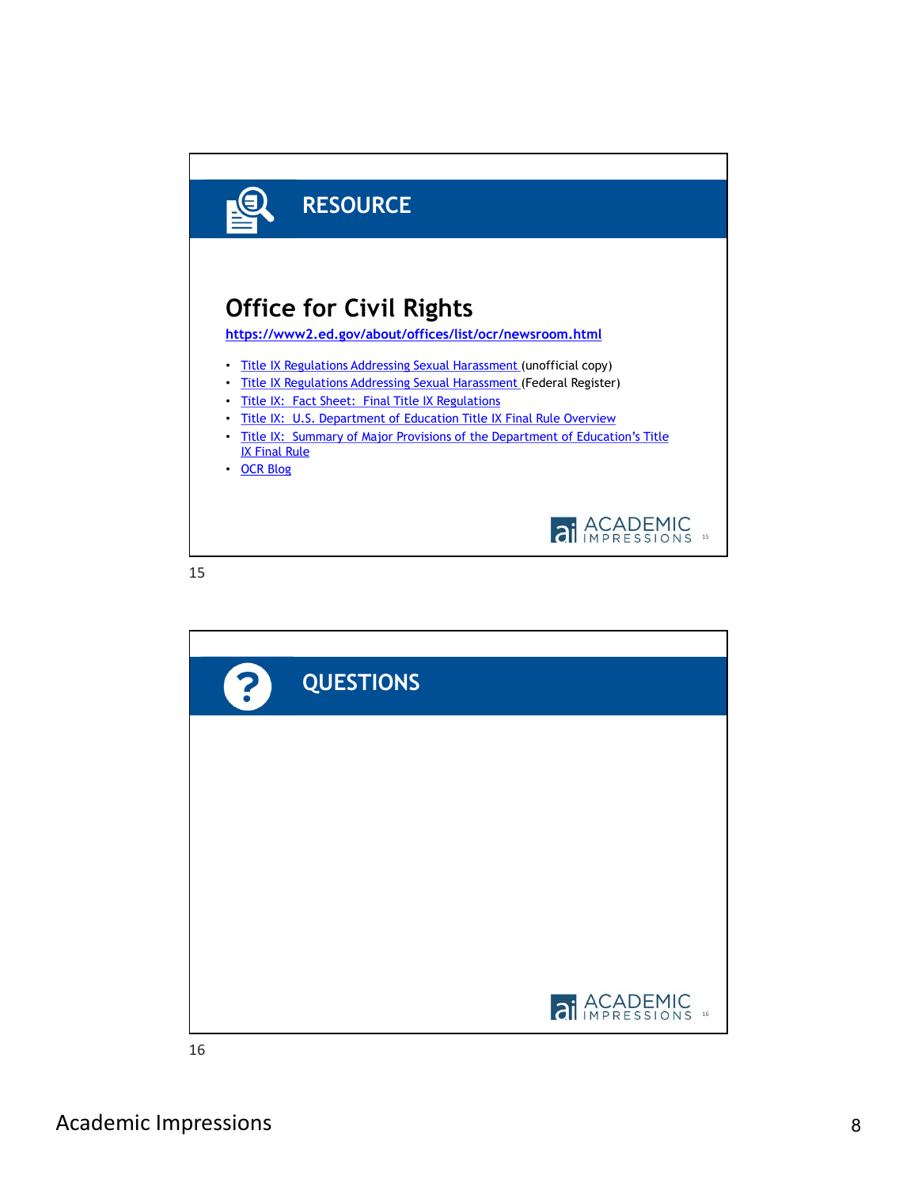# RESOURCE

## Office for Civil Rights

https://www2.ed.gov/about/offices/list/ocr/newsroom.html

- Title IX Regulations Addressing Sexual Harassment (unofficial copy)
- Title IX Regulations Addressing Sexual Harassment (Federal Register)
- Title IX: Fact Sheet: Final Title IX Regulations
- Title IX: U.S. Department of Education Title IX Final Rule Overview
- Title IX: Summary of Major Provisions of the Department of Education's Title IX Final Rule
- OCR Blog

ACADEMIC IMPRESSIONS

15

# QUESTIONS

ACADEMIC IMPRESSIONS

16